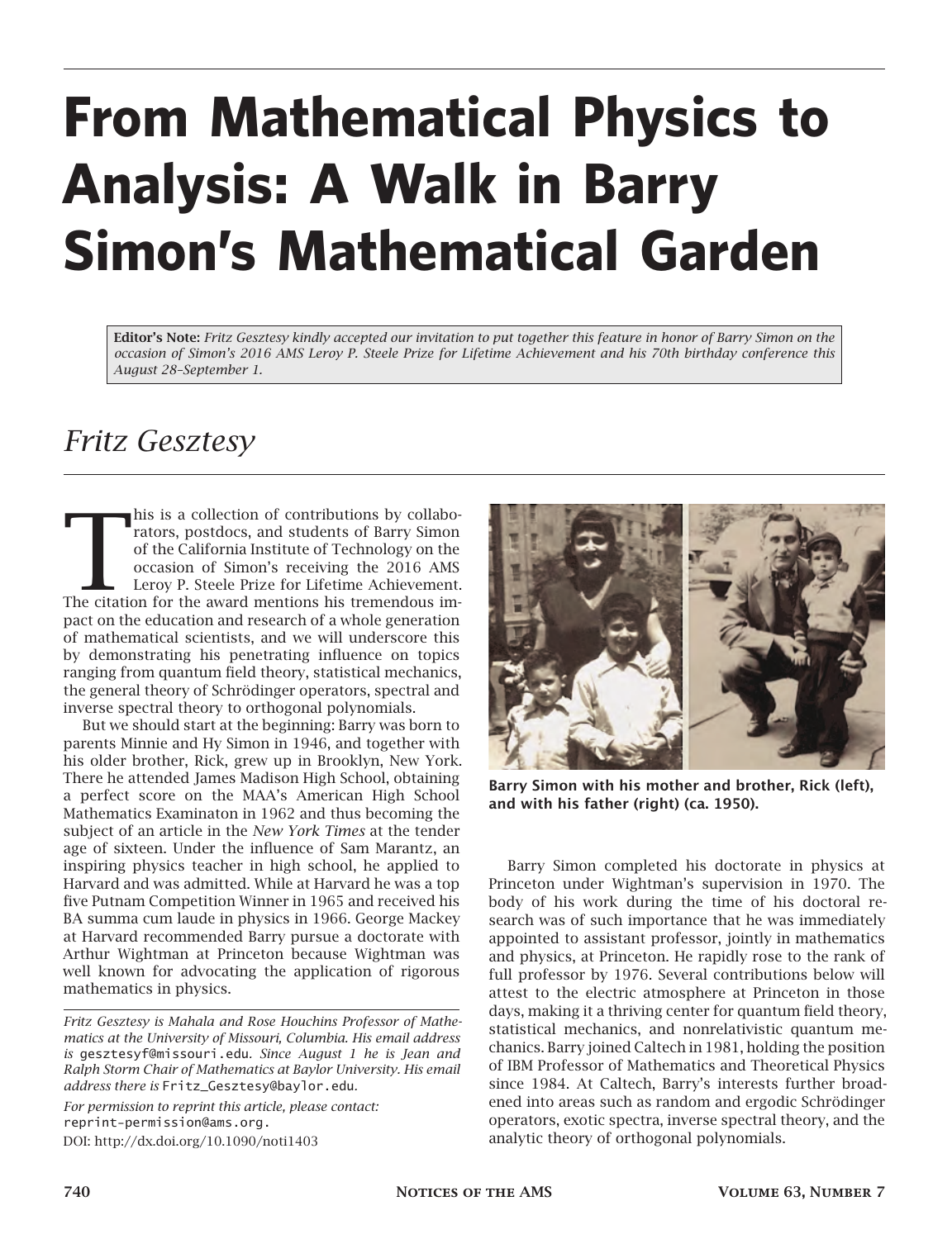# From Mathematical Physics to Analysis: A Walk in Barry Simon's Mathematical Garden

**Editor's Note:** *Fritz Gesztesy kindly accepted our invitation to put together this feature in honor of Barry Simon on the occasion of Simon's 2016 AMS Leroy P. Steele Prize for Lifetime Achievement and his 70th birthday conference this August 28–September 1.*

## *Fritz Gesztesy*

This is a collection of contributions by collaborators, postdocs, and students of Barry Simon of the California Institute of Technology on the occasion of Simon's receiving the 2016 AMS Leroy P. Steele Prize for Lifetime Achievement. The citation for the award mentions his tremendous impact on the education and research of a whole generation of mathematical scientists, and we will underscore this by demonstrating his penetrating influence on topics ranging from quantum field theory, statistical mechanics, the general theory of Schrödinger operators, spectral and inverse spectral theory to orthogonal polynomials.

But we should start at the beginning: Barry was born to parents Minnie and Hy Simon in 1946, and together with his older brother, Rick, grew up in Brooklyn, New York. There he attended James Madison High School, obtaining a perfect score on the MAA's American High School Mathematics Examinaton in 1962 and thus becoming the subject of an article in the *New York Times* at the tender age of sixteen. Under the influence of Sam Marantz, an inspiring physics teacher in high school, he applied to Harvard and was admitted. While at Harvard he was a top five Putnam Competition Winner in 1965 and received his BA summa cum laude in physics in 1966. George Mackey at Harvard recommended Barry pursue a doctorate with Arthur Wightman at Princeton because Wightman was well known for advocating the application of rigorous mathematics in physics.

**Barry Simon with his mother and brother, Rick (left), and with his father (right) (ca. 1950).**

Barry Simon completed his doctorate in physics at Princeton under Wightman's supervision in 1970. The body of his work during the time of his doctoral research was of such importance that he was immediately appointed to assistant professor, jointly in mathematics and physics, at Princeton. He rapidly rose to the rank of full professor by 1976. Several contributions below will attest to the electric atmosphere at Princeton in those days, making it a thriving center for quantum field theory, statistical mechanics, and nonrelativistic quantum mechanics. Barry joined Caltech in 1981, holding the position of IBM Professor of Mathematics and Theoretical Physics since 1984. At Caltech, Barry's interests further broadened into areas such as random and ergodic Schrödinger operators, exotic spectra, inverse spectral theory, and the analytic theory of orthogonal polynomials.

---

*Fritz Gesztesy is Mahala and Rose Houchins Professor of Mathematics at the University of Missouri, Columbia. His email address is* gesztesyf@missouri.edu*. Since August 1 he is Jean and Ralph Storm Chair of Mathematics at Baylor University. His email address there is* Fritz_Gesztesy@baylor.edu*.*

*For permission to reprint this article, please contact:* reprint-permission@ams.org.

DOI: http://dx.doi.org/10.1090/noti1403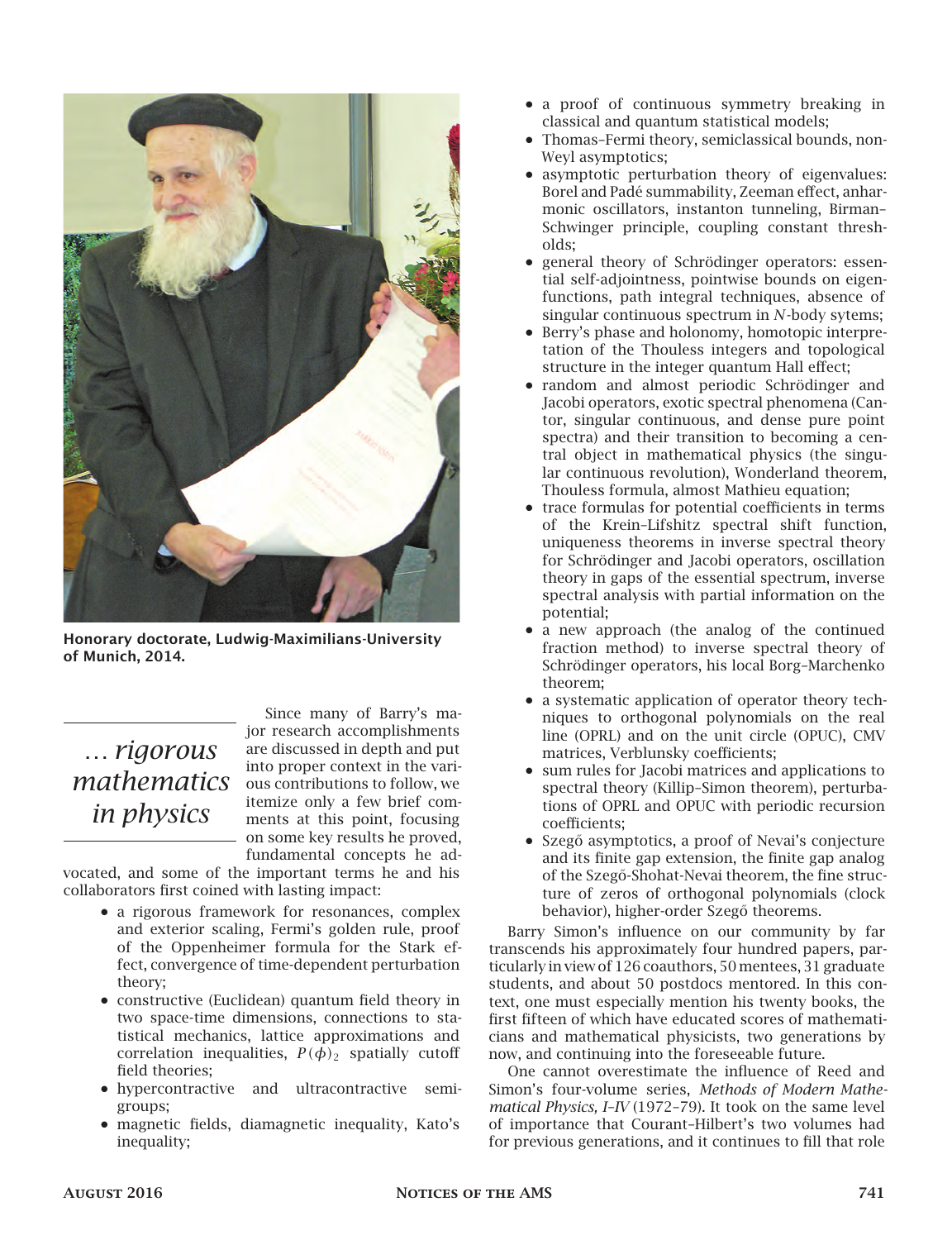Honorary doctorate, Ludwig-Maximilians-University of Munich, 2014.

> *... rigorous mathematics in physics*

Since many of Barry's major research accomplishments are discussed in depth and put into proper context in the various contributions to follow, we itemize only a few brief comments at this point, focusing on some key results he proved, fundamental concepts he advocated, and some of the important terms he and his collaborators first coined with lasting impact:

- a rigorous framework for resonances, complex and exterior scaling, Fermi's golden rule, proof of the Oppenheimer formula for the Stark effect, convergence of time-dependent perturbation theory;
- constructive (Euclidean) quantum field theory in two space-time dimensions, connections to statistical mechanics, lattice approximations and correlation inequalities, $P(\phi)_2$ spatially cutoff field theories;
- hypercontractive and ultracontractive semigroups;
- magnetic fields, diamagnetic inequality, Kato's inequality;
- a proof of continuous symmetry breaking in classical and quantum statistical models;
- Thomas–Fermi theory, semiclassical bounds, non-Weyl asymptotics;
- asymptotic perturbation theory of eigenvalues: Borel and Padé summability, Zeeman effect, anharmonic oscillators, instanton tunneling, Birman–Schwinger principle, coupling constant thresholds;
- general theory of Schrödinger operators: essential self-adjointness, pointwise bounds on eigenfunctions, path integral techniques, absence of singular continuous spectrum in $N$-body sytems;
- Berry's phase and holonomy, homotopic interpretation of the Thouless integers and topological structure in the integer quantum Hall effect;
- random and almost periodic Schrödinger and Jacobi operators, exotic spectral phenomena (Cantor, singular continuous, and dense pure point spectra) and their transition to becoming a central object in mathematical physics (the singular continuous revolution), Wonderland theorem, Thouless formula, almost Mathieu equation;
- trace formulas for potential coefficients in terms of the Krein–Lifshitz spectral shift function, uniqueness theorems in inverse spectral theory for Schrödinger and Jacobi operators, oscillation theory in gaps of the essential spectrum, inverse spectral analysis with partial information on the potential;
- a new approach (the analog of the continued fraction method) to inverse spectral theory of Schrödinger operators, his local Borg–Marchenko theorem;
- a systematic application of operator theory techniques to orthogonal polynomials on the real line (OPRL) and on the unit circle (OPUC), CMV matrices, Verblunsky coefficients;
- sum rules for Jacobi matrices and applications to spectral theory (Killip–Simon theorem), perturbations of OPRL and OPUC with periodic recursion coefficients;
- Szegő asymptotics, a proof of Nevai's conjecture and its finite gap extension, the finite gap analog of the Szegő-Shohat-Nevai theorem, the fine structure of zeros of orthogonal polynomials (clock behavior), higher-order Szegő theorems.

Barry Simon's influence on our community by far transcends his approximately four hundred papers, particularly in view of 126 coauthors, 50 mentees, 31 graduate students, and about 50 postdocs mentored. In this context, one must especially mention his twenty books, the first fifteen of which have educated scores of mathematicians and mathematical physicists, two generations by now, and continuing into the foreseeable future.

One cannot overestimate the influence of Reed and Simon's four-volume series, *Methods of Modern Mathematical Physics, I–IV* (1972–79). It took on the same level of importance that Courant–Hilbert's two volumes had for previous generations, and it continues to fill that role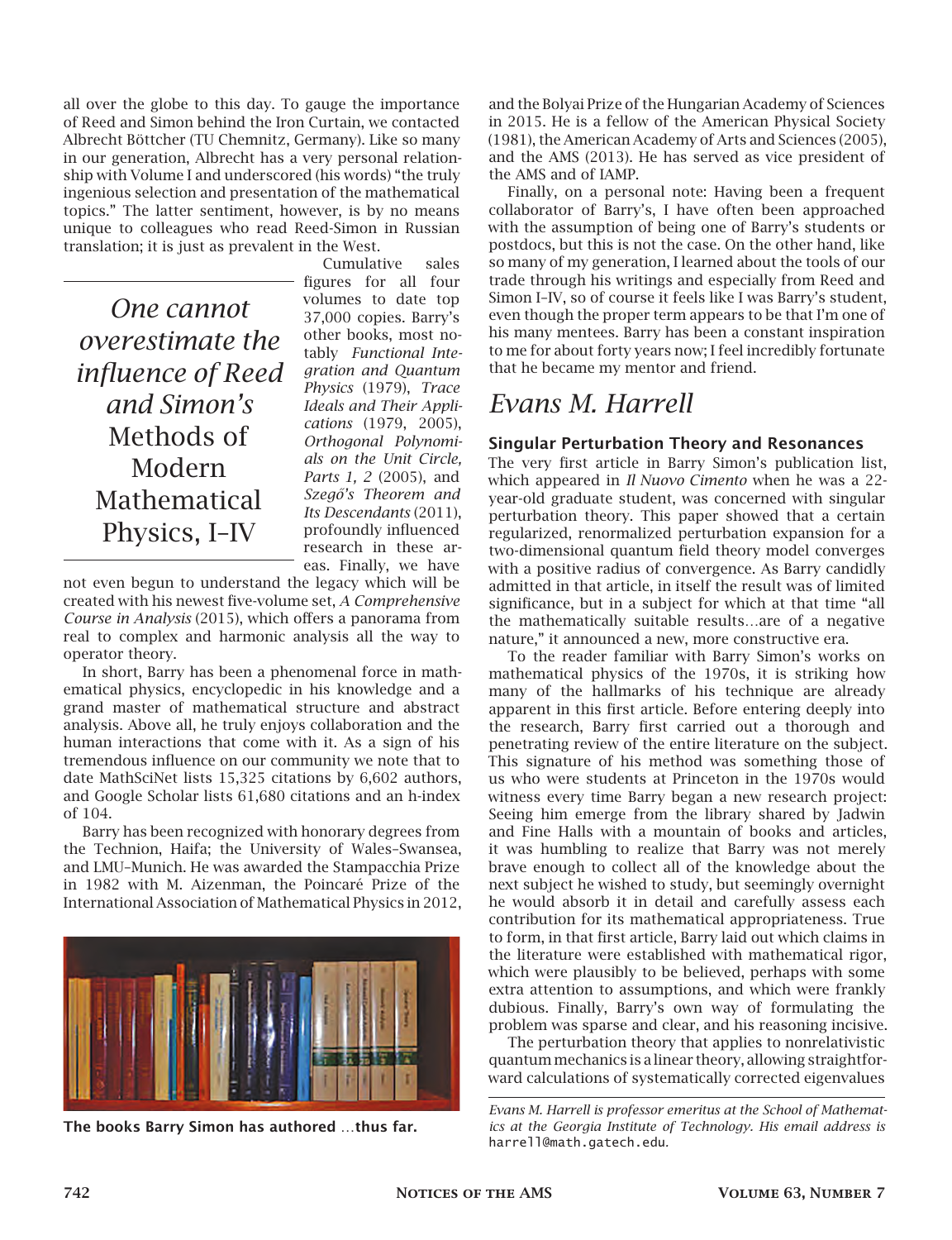all over the globe to this day. To gauge the importance of Reed and Simon behind the Iron Curtain, we contacted Albrecht Böttcher (TU Chemnitz, Germany). Like so many in our generation, Albrecht has a very personal relationship with Volume I and underscored (his words) "the truly ingenious selection and presentation of the mathematical topics." The latter sentiment, however, is by no means unique to colleagues who read Reed-Simon in Russian translation; it is just as prevalent in the West.

> *One cannot overestimate the influence of Reed and Simon's* Methods of Modern Mathematical Physics, I–IV

Cumulative sales figures for all four volumes to date top 37,000 copies. Barry's other books, most notably *Functional Integration and Quantum Physics* (1979), *Trace Ideals and Their Applications* (1979, 2005), *Orthogonal Polynomials on the Unit Circle, Parts 1, 2* (2005), and *Szegő's Theorem and Its Descendants* (2011), profoundly influenced research in these areas. Finally, we have not even begun to understand the legacy which will be created with his newest five-volume set, *A Comprehensive Course in Analysis* (2015), which offers a panorama from real to complex and harmonic analysis all the way to operator theory.

In short, Barry has been a phenomenal force in mathematical physics, encyclopedic in his knowledge and a grand master of mathematical structure and abstract analysis. Above all, he truly enjoys collaboration and the human interactions that come with it. As a sign of his tremendous influence on our community we note that to date MathSciNet lists 15,325 citations by 6,602 authors, and Google Scholar lists 61,680 citations and an h-index of 104.

Barry has been recognized with honorary degrees from the Technion, Haifa; the University of Wales–Swansea, and LMU–Munich. He was awarded the Stampacchia Prize in 1982 with M. Aizenman, the Poincaré Prize of the International Association of Mathematical Physics in 2012, and the Bolyai Prize of the Hungarian Academy of Sciences in 2015. He is a fellow of the American Physical Society (1981), the American Academy of Arts and Sciences (2005), and the AMS (2013). He has served as vice president of the AMS and of IAMP.

**The books Barry Simon has authored …thus far.**

Finally, on a personal note: Having been a frequent collaborator of Barry's, I have often been approached with the assumption of being one of Barry's students or postdocs, but this is not the case. On the other hand, like so many of my generation, I learned about the tools of our trade through his writings and especially from Reed and Simon I–IV, so of course it feels like I was Barry's student, even though the proper term appears to be that I'm one of his many mentees. Barry has been a constant inspiration to me for about forty years now; I feel incredibly fortunate that he became my mentor and friend.

# *Evans M. Harrell*

### Singular Perturbation Theory and Resonances

The very first article in Barry Simon's publication list, which appeared in *Il Nuovo Cimento* when he was a 22-year-old graduate student, was concerned with singular perturbation theory. This paper showed that a certain regularized, renormalized perturbation expansion for a two-dimensional quantum field theory model converges with a positive radius of convergence. As Barry candidly admitted in that article, in itself the result was of limited significance, but in a subject for which at that time "all the mathematically suitable results…are of a negative nature," it announced a new, more constructive era.

To the reader familiar with Barry Simon's works on mathematical physics of the 1970s, it is striking how many of the hallmarks of his technique are already apparent in this first article. Before entering deeply into the research, Barry first carried out a thorough and penetrating review of the entire literature on the subject. This signature of his method was something those of us who were students at Princeton in the 1970s would witness every time Barry began a new research project: Seeing him emerge from the library shared by Jadwin and Fine Halls with a mountain of books and articles, it was humbling to realize that Barry was not merely brave enough to collect all of the knowledge about the next subject he wished to study, but seemingly overnight he would absorb it in detail and carefully assess each contribution for its mathematical appropriateness. True to form, in that first article, Barry laid out which claims in the literature were established with mathematical rigor, which were plausibly to be believed, perhaps with some extra attention to assumptions, and which were frankly dubious. Finally, Barry's own way of formulating the problem was sparse and clear, and his reasoning incisive.

The perturbation theory that applies to nonrelativistic quantum mechanics is a linear theory, allowing straightforward calculations of systematically corrected eigenvalues

*Evans M. Harrell is professor emeritus at the School of Mathematics at the Georgia Institute of Technology. His email address is* harrell@math.gatech.edu.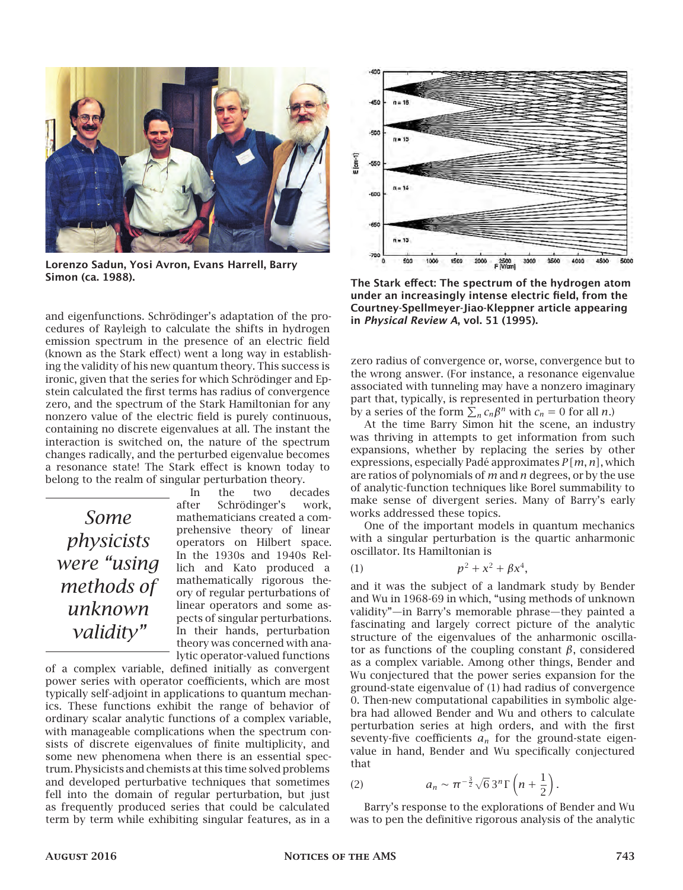Lorenzo Sadun, Yosi Avron, Evans Harrell, Barry Simon (ca. 1988).

and eigenfunctions. Schrödinger's adaptation of the procedures of Rayleigh to calculate the shifts in hydrogen emission spectrum in the presence of an electric field (known as the Stark effect) went a long way in establishing the validity of his new quantum theory. This success is ironic, given that the series for which Schrödinger and Epstein calculated the first terms has radius of convergence zero, and the spectrum of the Stark Hamiltonian for any nonzero value of the electric field is purely continuous, containing no discrete eigenvalues at all. The instant the interaction is switched on, the nature of the spectrum changes radically, and the perturbed eigenvalue becomes a resonance state! The Stark effect is known today to belong to the realm of singular perturbation theory.

*Some physicists were "using methods of unknown validity"*

In the two decades after Schrödinger's work, mathematicians created a comprehensive theory of linear operators on Hilbert space. In the 1930s and 1940s Rellich and Kato produced a mathematically rigorous theory of regular perturbations of linear operators and some aspects of singular perturbations. In their hands, perturbation theory was concerned with analytic operator-valued functions of a complex variable, defined initially as convergent power series with operator coefficients, which are most typically self-adjoint in applications to quantum mechanics. These functions exhibit the range of behavior of ordinary scalar analytic functions of a complex variable, with manageable complications when the spectrum consists of discrete eigenvalues of finite multiplicity, and some new phenomena when there is an essential spectrum. Physicists and chemists at this time solved problems and developed perturbative techniques that sometimes fell into the domain of regular perturbation, but just as frequently produced series that could be calculated term by term while exhibiting singular features, as in a zero radius of convergence or, worse, convergence but to the wrong answer. (For instance, a resonance eigenvalue associated with tunneling may have a nonzero imaginary part that, typically, is represented in perturbation theory by a series of the form $\sum_n c_n \beta^n$ with $c_n = 0$ for all $n$.)

The Stark effect: The spectrum of the hydrogen atom under an increasingly intense electric field, from the Courtney-Spellmeyer-Jiao-Kleppner article appearing in *Physical Review A*, vol. 51 (1995).

At the time Barry Simon hit the scene, an industry was thriving in attempts to get information from such expansions, whether by replacing the series by other expressions, especially Padé approximates $P[m, n]$, which are ratios of polynomials of $m$ and $n$ degrees, or by the use of analytic-function techniques like Borel summability to make sense of divergent series. Many of Barry's early works addressed these topics.

One of the important models in quantum mechanics with a singular perturbation is the quartic anharmonic oscillator. Its Hamiltonian is

$$p^2 + x^2 + \beta x^4, \tag{1}$$

and it was the subject of a landmark study by Bender and Wu in 1968-69 in which, "using methods of unknown validity"—in Barry's memorable phrase—they painted a fascinating and largely correct picture of the analytic structure of the eigenvalues of the anharmonic oscillator as functions of the coupling constant $\beta$, considered as a complex variable. Among other things, Bender and Wu conjectured that the power series expansion for the ground-state eigenvalue of (1) had radius of convergence 0. Then-new computational capabilities in symbolic algebra had allowed Bender and Wu and others to calculate perturbation series at high orders, and with the first seventy-five coefficients $a_n$ for the ground-state eigenvalue in hand, Bender and Wu specifically conjectured that

$$a_n \sim \pi^{-\frac{3}{2}} \sqrt{6}\, 3^n \Gamma\left(n + \frac{1}{2}\right). \tag{2}$$

Barry's response to the explorations of Bender and Wu was to pen the definitive rigorous analysis of the analytic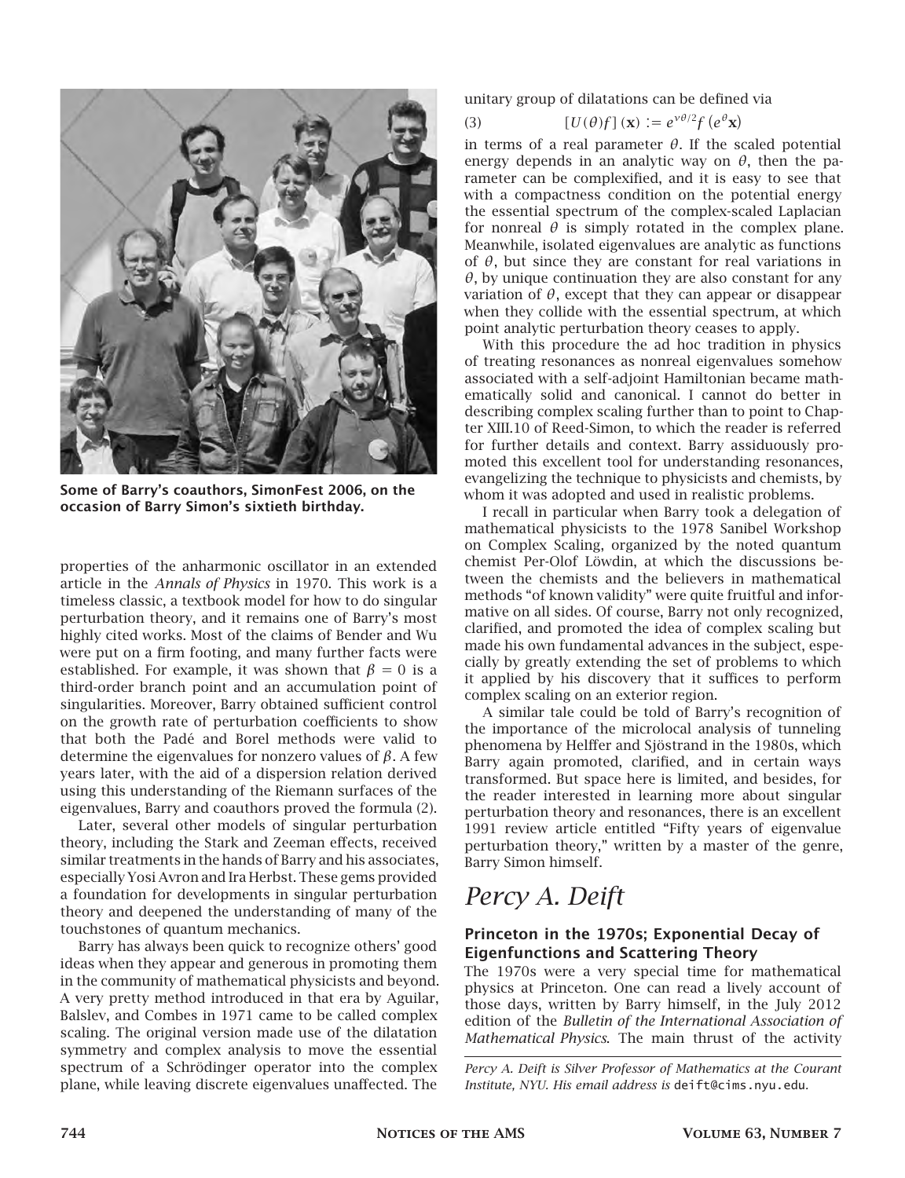Some of Barry's coauthors, SimonFest 2006, on the occasion of Barry Simon's sixtieth birthday.

properties of the anharmonic oscillator in an extended article in the *Annals of Physics* in 1970. This work is a timeless classic, a textbook model for how to do singular perturbation theory, and it remains one of Barry's most highly cited works. Most of the claims of Bender and Wu were put on a firm footing, and many further facts were established. For example, it was shown that $\beta = 0$ is a third-order branch point and an accumulation point of singularities. Moreover, Barry obtained sufficient control on the growth rate of perturbation coefficients to show that both the Padé and Borel methods were valid to determine the eigenvalues for nonzero values of $\beta$. A few years later, with the aid of a dispersion relation derived using this understanding of the Riemann surfaces of the eigenvalues, Barry and coauthors proved the formula (2).

Later, several other models of singular perturbation theory, including the Stark and Zeeman effects, received similar treatments in the hands of Barry and his associates, especially Yosi Avron and Ira Herbst. These gems provided a foundation for developments in singular perturbation theory and deepened the understanding of many of the touchstones of quantum mechanics.

Barry has always been quick to recognize others' good ideas when they appear and generous in promoting them in the community of mathematical physicists and beyond. A very pretty method introduced in that era by Aguilar, Balslev, and Combes in 1971 came to be called complex scaling. The original version made use of the dilatation symmetry and complex analysis to move the essential spectrum of a Schrödinger operator into the complex plane, while leaving discrete eigenvalues unaffected. The unitary group of dilatations can be defined via

$$[U(\theta)f](\mathbf{x}) := e^{\nu\theta/2} f\left(e^{\theta}\mathbf{x}\right) \tag{3}$$

in terms of a real parameter $\theta$. If the scaled potential energy depends in an analytic way on $\theta$, then the parameter can be complexified, and it is easy to see that with a compactness condition on the potential energy the essential spectrum of the complex-scaled Laplacian for nonreal $\theta$ is simply rotated in the complex plane. Meanwhile, isolated eigenvalues are analytic as functions of $\theta$, but since they are constant for real variations in $\theta$, by unique continuation they are also constant for any variation of $\theta$, except that they can appear or disappear when they collide with the essential spectrum, at which point analytic perturbation theory ceases to apply.

With this procedure the ad hoc tradition in physics of treating resonances as nonreal eigenvalues somehow associated with a self-adjoint Hamiltonian became mathematically solid and canonical. I cannot do better in describing complex scaling further than to point to Chapter XIII.10 of Reed-Simon, to which the reader is referred for further details and context. Barry assiduously promoted this excellent tool for understanding resonances, evangelizing the technique to physicists and chemists, by whom it was adopted and used in realistic problems.

I recall in particular when Barry took a delegation of mathematical physicists to the 1978 Sanibel Workshop on Complex Scaling, organized by the noted quantum chemist Per-Olof Löwdin, at which the discussions between the chemists and the believers in mathematical methods "of known validity" were quite fruitful and informative on all sides. Of course, Barry not only recognized, clarified, and promoted the idea of complex scaling but made his own fundamental advances in the subject, especially by greatly extending the set of problems to which it applied by his discovery that it suffices to perform complex scaling on an exterior region.

A similar tale could be told of Barry's recognition of the importance of the microlocal analysis of tunneling phenomena by Helffer and Sjöstrand in the 1980s, which Barry again promoted, clarified, and in certain ways transformed. But space here is limited, and besides, for the reader interested in learning more about singular perturbation theory and resonances, there is an excellent 1991 review article entitled "Fifty years of eigenvalue perturbation theory," written by a master of the genre, Barry Simon himself.

# *Percy A. Deift*

### Princeton in the 1970s; Exponential Decay of Eigenfunctions and Scattering Theory

The 1970s were a very special time for mathematical physics at Princeton. One can read a lively account of those days, written by Barry himself, in the July 2012 edition of the *Bulletin of the International Association of Mathematical Physics.* The main thrust of the activity

*Percy A. Deift is Silver Professor of Mathematics at the Courant Institute, NYU. His email address is* deift@cims.nyu.edu.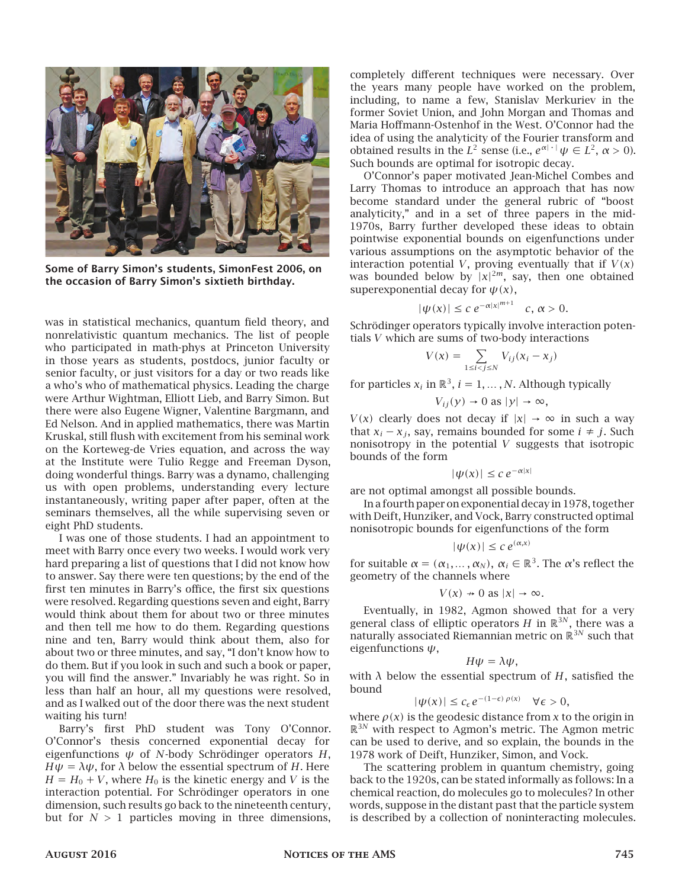Some of Barry Simon's students, SimonFest 2006, on the occasion of Barry Simon's sixtieth birthday.

was in statistical mechanics, quantum field theory, and nonrelativistic quantum mechanics. The list of people who participated in math-phys at Princeton University in those years as students, postdocs, junior faculty or senior faculty, or just visitors for a day or two reads like a who's who of mathematical physics. Leading the charge were Arthur Wightman, Elliott Lieb, and Barry Simon. But there were also Eugene Wigner, Valentine Bargmann, and Ed Nelson. And in applied mathematics, there was Martin Kruskal, still flush with excitement from his seminal work on the Korteweg-de Vries equation, and across the way at the Institute were Tulio Regge and Freeman Dyson, doing wonderful things. Barry was a dynamo, challenging us with open problems, understanding every lecture instantaneously, writing paper after paper, often at the seminars themselves, all the while supervising seven or eight PhD students.

I was one of those students. I had an appointment to meet with Barry once every two weeks. I would work very hard preparing a list of questions that I did not know how to answer. Say there were ten questions; by the end of the first ten minutes in Barry's office, the first six questions were resolved. Regarding questions seven and eight, Barry would think about them for about two or three minutes and then tell me how to do them. Regarding questions nine and ten, Barry would think about them, also for about two or three minutes, and say, "I don't know how to do them. But if you look in such and such a book or paper, you will find the answer." Invariably he was right. So in less than half an hour, all my questions were resolved, and as I walked out of the door there was the next student waiting his turn!

Barry's first PhD student was Tony O'Connor. O'Connor's thesis concerned exponential decay for eigenfunctions $\psi$ of $N$-body Schrödinger operators $H$, $H\psi = \lambda\psi$, for $\lambda$ below the essential spectrum of $H$. Here $H = H_0 + V$, where $H_0$ is the kinetic energy and $V$ is the interaction potential. For Schrödinger operators in one dimension, such results go back to the nineteenth century, but for $N > 1$ particles moving in three dimensions, completely different techniques were necessary. Over the years many people have worked on the problem, including, to name a few, Stanislav Merkuriev in the former Soviet Union, and John Morgan and Thomas and Maria Hoffmann-Ostenhof in the West. O'Connor had the idea of using the analyticity of the Fourier transform and obtained results in the $L^2$ sense (i.e., $e^{\alpha|\cdot|}\psi \in L^2$, $\alpha > 0$). Such bounds are optimal for isotropic decay.

O'Connor's paper motivated Jean-Michel Combes and Larry Thomas to introduce an approach that has now become standard under the general rubric of "boost analyticity," and in a set of three papers in the mid-1970s, Barry further developed these ideas to obtain pointwise exponential bounds on eigenfunctions under various assumptions on the asymptotic behavior of the interaction potential $V$, proving eventually that if $V(x)$ was bounded below by $|x|^{2m}$, say, then one obtained superexponential decay for $\psi(x)$,

$$|\psi(x)| \le c\, e^{-\alpha|x|^{m+1}} \quad c, \alpha > 0.$$

Schrödinger operators typically involve interaction potentials $V$ which are sums of two-body interactions

$$V(x) = \sum_{1\le i<j\le N} V_{ij}(x_i - x_j)$$

for particles $x_i$ in $\mathbb{R}^3$, $i = 1, \dots, N$. Although typically

$$V_{ij}(y) \to 0 \text{ as } |y| \to \infty,$$

$V(x)$ clearly does not decay if $|x| \to \infty$ in such a way that $x_i - x_j$, say, remains bounded for some $i \ne j$. Such nonisotropy in the potential $V$ suggests that isotropic bounds of the form

$$|\psi(x)| \le c\, e^{-\alpha|x|}$$

are not optimal amongst all possible bounds.

In a fourth paper on exponential decay in 1978, together with Deift, Hunziker, and Vock, Barry constructed optimal nonisotropic bounds for eigenfunctions of the form

$$|\psi(x)| \le c\, e^{(\alpha,x)}$$

for suitable $\alpha = (\alpha_1, \dots, \alpha_N)$, $\alpha_i \in \mathbb{R}^3$. The $\alpha$'s reflect the geometry of the channels where

$$V(x) \nrightarrow 0 \text{ as } |x| \to \infty.$$

Eventually, in 1982, Agmon showed that for a very general class of elliptic operators $H$ in $\mathbb{R}^{3N}$, there was a naturally associated Riemannian metric on $\mathbb{R}^{3N}$ such that eigenfunctions $\psi$,

$$H\psi = \lambda\psi,$$

with $\lambda$ below the essential spectrum of $H$, satisfied the bound

$$|\psi(x)| \le c_\epsilon\, e^{-(1-\epsilon)\,\rho(x)} \quad \forall \epsilon > 0,$$

where $\rho(x)$ is the geodesic distance from $x$ to the origin in $\mathbb{R}^{3N}$ with respect to Agmon's metric. The Agmon metric can be used to derive, and so explain, the bounds in the 1978 work of Deift, Hunziker, Simon, and Vock.

The scattering problem in quantum chemistry, going back to the 1920s, can be stated informally as follows: In a chemical reaction, do molecules go to molecules? In other words, suppose in the distant past that the particle system is described by a collection of noninteracting molecules.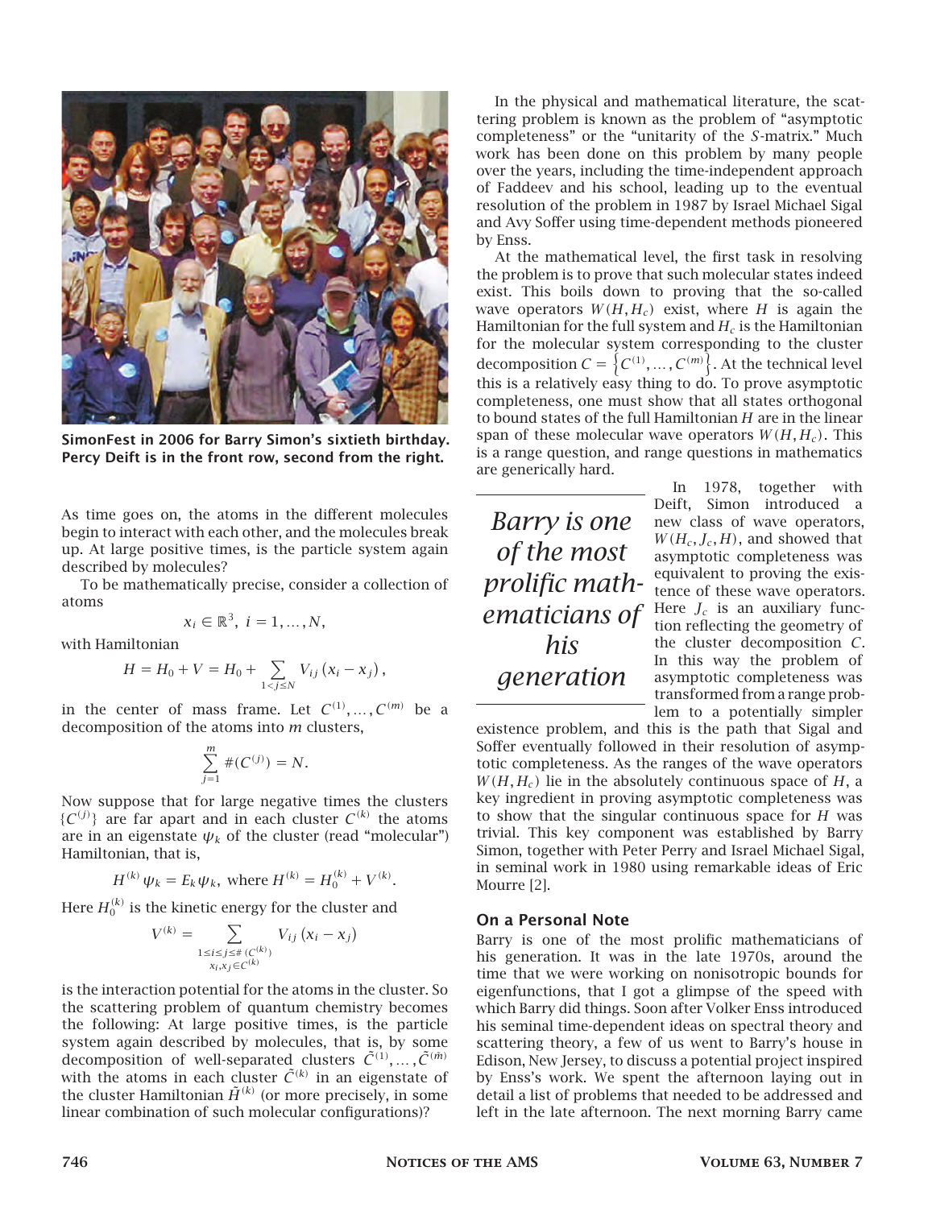SimonFest in 2006 for Barry Simon's sixtieth birthday. Percy Deift is in the front row, second from the right.

As time goes on, the atoms in the different molecules begin to interact with each other, and the molecules break up. At large positive times, is the particle system again described by molecules?

To be mathematically precise, consider a collection of atoms

$$x_i \in \mathbb{R}^3, \ i = 1, \dots, N,$$

with Hamiltonian

$$H = H_0 + V = H_0 + \sum_{1 < j \leq N} V_{ij}(x_i - x_j),$$

in the center of mass frame. Let $C^{(1)}, \dots, C^{(m)}$ be a decomposition of the atoms into $m$ clusters,

$$\sum_{j=1}^{m} \#(C^{(j)}) = N.$$

Now suppose that for large negative times the clusters $\{C^{(j)}\}$ are far apart and in each cluster $C^{(k)}$ the atoms are in an eigenstate $\psi_k$ of the cluster (read "molecular") Hamiltonian, that is,

$$H^{(k)} \psi_k = E_k \psi_k, \text{ where } H^{(k)} = H_0^{(k)} + V^{(k)}.$$

Here $H_0^{(k)}$ is the kinetic energy for the cluster and

$$V^{(k)} = \sum_{\substack{1 \leq i \leq j \leq \# (C^{(k)}) \\ x_i, x_j \in C^{(k)}}} V_{ij}(x_i - x_j)$$

is the interaction potential for the atoms in the cluster. So the scattering problem of quantum chemistry becomes the following: At large positive times, is the particle system again described by molecules, that is, by some decomposition of well-separated clusters $\tilde{C}^{(1)}, \dots, \tilde{C}^{(\tilde{m})}$ with the atoms in each cluster $\tilde{C}^{(k)}$ in an eigenstate of the cluster Hamiltonian $\tilde{H}^{(k)}$ (or more precisely, in some linear combination of such molecular configurations)?

In the physical and mathematical literature, the scattering problem is known as the problem of "asymptotic completeness" or the "unitarity of the $S$-matrix." Much work has been done on this problem by many people over the years, including the time-independent approach of Faddeev and his school, leading up to the eventual resolution of the problem in 1987 by Israel Michael Sigal and Avy Soffer using time-dependent methods pioneered by Enss.

At the mathematical level, the first task in resolving the problem is to prove that such molecular states indeed exist. This boils down to proving that the so-called wave operators $W(H, H_c)$ exist, where $H$ is again the Hamiltonian for the full system and $H_c$ is the Hamiltonian for the molecular system corresponding to the cluster decomposition $C = \left\{C^{(1)}, \dots, C^{(m)}\right\}$. At the technical level this is a relatively easy thing to do. To prove asymptotic completeness, one must show that all states orthogonal to bound states of the full Hamiltonian $H$ are in the linear span of these molecular wave operators $W(H, H_c)$. This is a range question, and range questions in mathematics are generically hard.

*Barry is one of the most prolific mathematicians of his generation*

In 1978, together with Deift, Simon introduced a new class of wave operators, $W(H_c, J_c, H)$, and showed that asymptotic completeness was equivalent to proving the existence of these wave operators. Here $J_c$ is an auxiliary function reflecting the geometry of the cluster decomposition $C$. In this way the problem of asymptotic completeness was transformed from a range problem to a potentially simpler existence problem, and this is the path that Sigal and Soffer eventually followed in their resolution of asymptotic completeness. As the ranges of the wave operators $W(H, H_c)$ lie in the absolutely continuous space of $H$, a key ingredient in proving asymptotic completeness was to show that the singular continuous space for $H$ was trivial. This key component was established by Barry Simon, together with Peter Perry and Israel Michael Sigal, in seminal work in 1980 using remarkable ideas of Eric Mourre [2].

### On a Personal Note

Barry is one of the most prolific mathematicians of his generation. It was in the late 1970s, around the time that we were working on nonisotropic bounds for eigenfunctions, that I got a glimpse of the speed with which Barry did things. Soon after Volker Enss introduced his seminal time-dependent ideas on spectral theory and scattering theory, a few of us went to Barry's house in Edison, New Jersey, to discuss a potential project inspired by Enss's work. We spent the afternoon laying out in detail a list of problems that needed to be addressed and left in the late afternoon. The next morning Barry came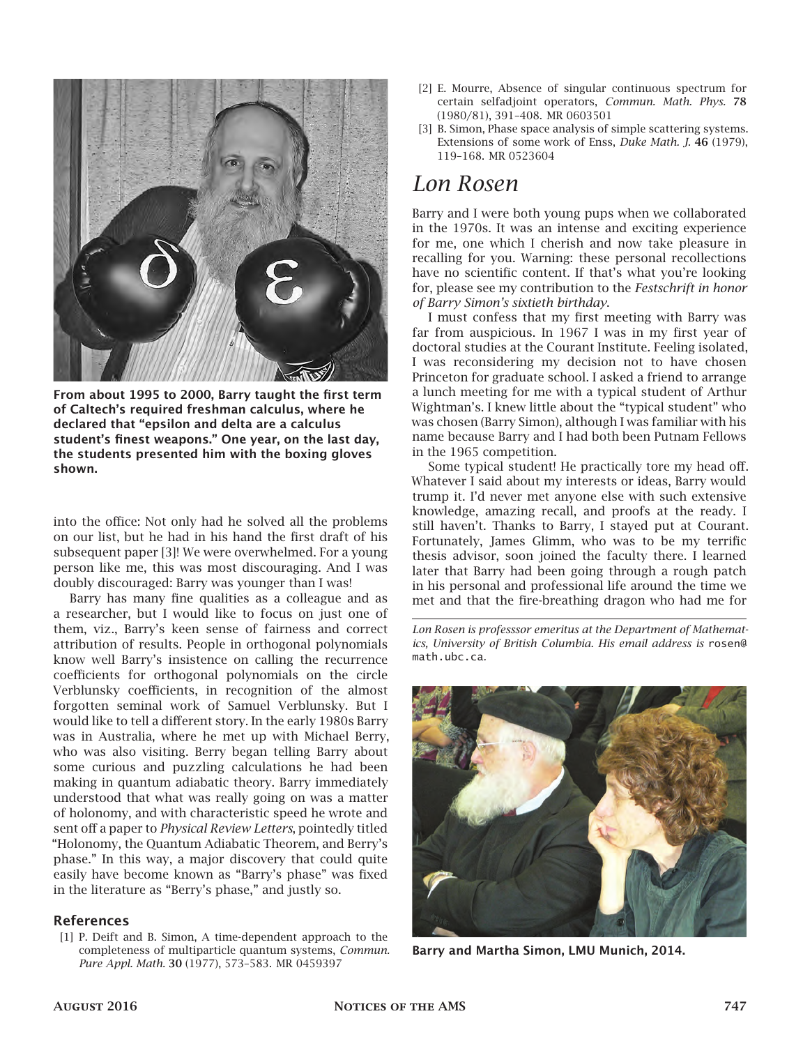From about 1995 to 2000, Barry taught the first term of Caltech's required freshman calculus, where he declared that "epsilon and delta are a calculus student's finest weapons." One year, on the last day, the students presented him with the boxing gloves shown.

into the office: Not only had he solved all the problems on our list, but he had in his hand the first draft of his subsequent paper [3]! We were overwhelmed. For a young person like me, this was most discouraging. And I was doubly discouraged: Barry was younger than I was!

Barry has many fine qualities as a colleague and as a researcher, but I would like to focus on just one of them, viz., Barry's keen sense of fairness and correct attribution of results. People in orthogonal polynomials know well Barry's insistence on calling the recurrence coefficients for orthogonal polynomials on the circle Verblunsky coefficients, in recognition of the almost forgotten seminal work of Samuel Verblunsky. But I would like to tell a different story. In the early 1980s Barry was in Australia, where he met up with Michael Berry, who was also visiting. Berry began telling Barry about some curious and puzzling calculations he had been making in quantum adiabatic theory. Barry immediately understood that what was really going on was a matter of holonomy, and with characteristic speed he wrote and sent off a paper to *Physical Review Letters*, pointedly titled "Holonomy, the Quantum Adiabatic Theorem, and Berry's phase." In this way, a major discovery that could quite easily have become known as "Barry's phase" was fixed in the literature as "Berry's phase," and justly so.

### References

[1] P. Deift and B. Simon, A time-dependent approach to the completeness of multiparticle quantum systems, *Commun. Pure Appl. Math.* **30** (1977), 573–583. MR 0459397

[2] E. Mourre, Absence of singular continuous spectrum for certain selfadjoint operators, *Commun. Math. Phys.* **78** (1980/81), 391–408. MR 0603501

[3] B. Simon, Phase space analysis of simple scattering systems. Extensions of some work of Enss, *Duke Math. J.* **46** (1979), 119–168. MR 0523604

# *Lon Rosen*

Barry and I were both young pups when we collaborated in the 1970s. It was an intense and exciting experience for me, one which I cherish and now take pleasure in recalling for you. Warning: these personal recollections have no scientific content. If that's what you're looking for, please see my contribution to the *Festschrift in honor of Barry Simon's sixtieth birthday*.

I must confess that my first meeting with Barry was far from auspicious. In 1967 I was in my first year of doctoral studies at the Courant Institute. Feeling isolated, I was reconsidering my decision not to have chosen Princeton for graduate school. I asked a friend to arrange a lunch meeting for me with a typical student of Arthur Wightman's. I knew little about the "typical student" who was chosen (Barry Simon), although I was familiar with his name because Barry and I had both been Putnam Fellows in the 1965 competition.

Some typical student! He practically tore my head off. Whatever I said about my interests or ideas, Barry would trump it. I'd never met anyone else with such extensive knowledge, amazing recall, and proofs at the ready. I still haven't. Thanks to Barry, I stayed put at Courant. Fortunately, James Glimm, who was to be my terrific thesis advisor, soon joined the faculty there. I learned later that Barry had been going through a rough patch in his personal and professional life around the time we met and that the fire-breathing dragon who had me for

*Lon Rosen is professsor emeritus at the Department of Mathematics, University of British Columbia. His email address is* rosen@math.ubc.ca.

Barry and Martha Simon, LMU Munich, 2014.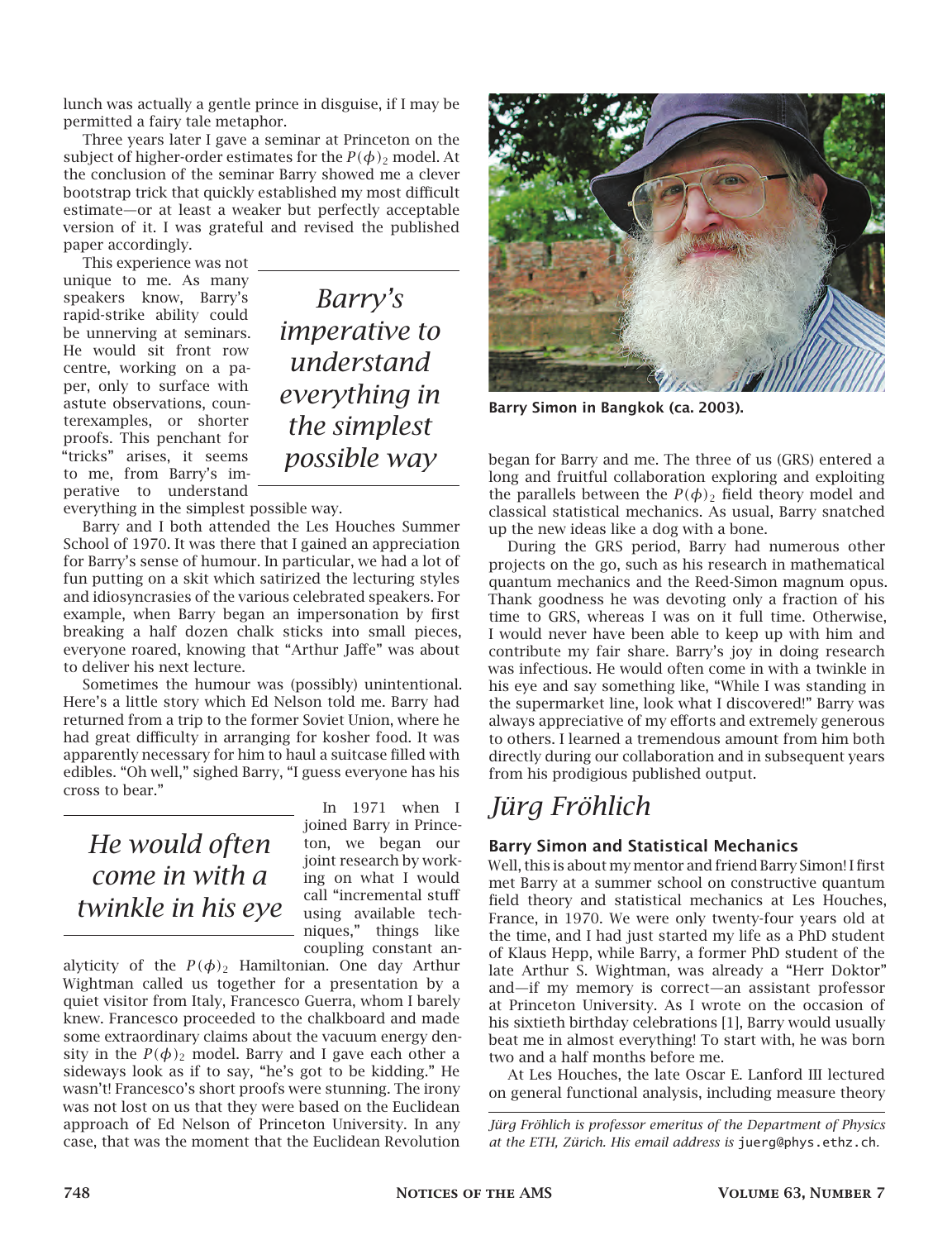lunch was actually a gentle prince in disguise, if I may be permitted a fairy tale metaphor.

Three years later I gave a seminar at Princeton on the subject of higher-order estimates for the $P(\phi)_2$ model. At the conclusion of the seminar Barry showed me a clever bootstrap trick that quickly established my most difficult estimate—or at least a weaker but perfectly acceptable version of it. I was grateful and revised the published paper accordingly.

This experience was not unique to me. As many speakers know, Barry's rapid-strike ability could be unnerving at seminars. He would sit front row centre, working on a paper, only to surface with astute observations, counterexamples, or shorter proofs. This penchant for "tricks" arises, it seems to me, from Barry's imperative to understand everything in the simplest possible way.

*Barry's imperative to understand everything in the simplest possible way*

Barry and I both attended the Les Houches Summer School of 1970. It was there that I gained an appreciation for Barry's sense of humour. In particular, we had a lot of fun putting on a skit which satirized the lecturing styles and idiosyncracies of the various celebrated speakers. For example, when Barry began an impersonation by first breaking a half dozen chalk sticks into small pieces, everyone roared, knowing that "Arthur Jaffe" was about to deliver his next lecture.

Sometimes the humour was (possibly) unintentional. Here's a little story which Ed Nelson told me. Barry had returned from a trip to the former Soviet Union, where he had great difficulty in arranging for kosher food. It was apparently necessary for him to haul a suitcase filled with edibles. "Oh well," sighed Barry, "I guess everyone has his cross to bear."

*He would often come in with a twinkle in his eye*

In 1971 when I joined Barry in Princeton, we began our joint research by working on what I would call "incremental stuff using available techniques," things like coupling constant analyticity of the $P(\phi)_2$ Hamiltonian. One day Arthur Wightman called us together for a presentation by a quiet visitor from Italy, Francesco Guerra, whom I barely knew. Francesco proceeded to the chalkboard and made some extraordinary claims about the vacuum energy density in the $P(\phi)_2$ model. Barry and I gave each other a sideways look as if to say, "he's got to be kidding." He wasn't! Francesco's short proofs were stunning. The irony was not lost on us that they were based on the Euclidean approach of Ed Nelson of Princeton University. In any case, that was the moment that the Euclidean Revolution began for Barry and me. The three of us (GRS) entered a long and fruitful collaboration exploring and exploiting the parallels between the $P(\phi)_2$ field theory model and classical statistical mechanics. As usual, Barry snatched up the new ideas like a dog with a bone.

Barry Simon in Bangkok (ca. 2003).

During the GRS period, Barry had numerous other projects on the go, such as his research in mathematical quantum mechanics and the Reed-Simon magnum opus. Thank goodness he was devoting only a fraction of his time to GRS, whereas I was on it full time. Otherwise, I would never have been able to keep up with him and contribute my fair share. Barry's joy in doing research was infectious. He would often come in with a twinkle in his eye and say something like, "While I was standing in the supermarket line, look what I discovered!" Barry was always appreciative of my efforts and extremely generous to others. I learned a tremendous amount from him both directly during our collaboration and in subsequent years from his prodigious published output.

# Jürg Fröhlich

## Barry Simon and Statistical Mechanics

Well, this is about my mentor and friend Barry Simon! I first met Barry at a summer school on constructive quantum field theory and statistical mechanics at Les Houches, France, in 1970. We were only twenty-four years old at the time, and I had just started my life as a PhD student of Klaus Hepp, while Barry, a former PhD student of the late Arthur S. Wightman, was already a "Herr Doktor" and—if my memory is correct—an assistant professor at Princeton University. As I wrote on the occasion of his sixtieth birthday celebrations [1], Barry would usually beat me in almost everything! To start with, he was born two and a half months before me.

At Les Houches, the late Oscar E. Lanford III lectured on general functional analysis, including measure theory

*Jürg Fröhlich is professor emeritus of the Department of Physics at the ETH, Zürich. His email address is* juerg@phys.ethz.ch.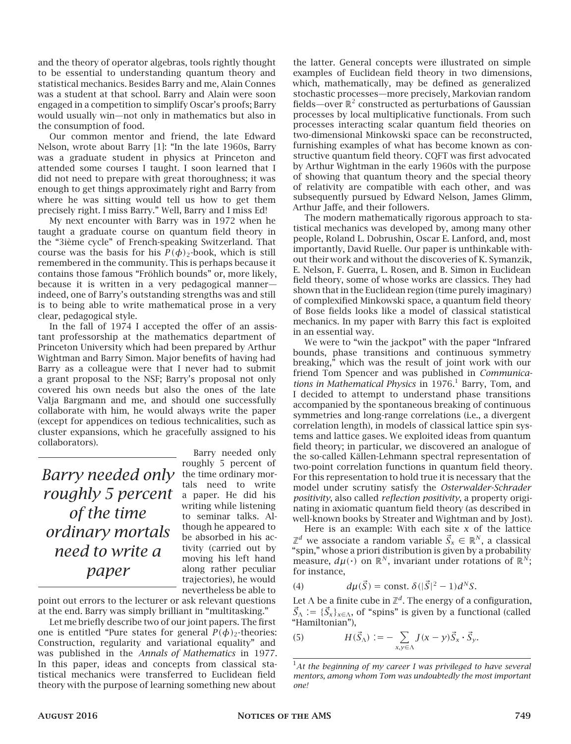and the theory of operator algebras, tools rightly thought to be essential to understanding quantum theory and statistical mechanics. Besides Barry and me, Alain Connes was a student at that school. Barry and Alain were soon engaged in a competition to simplify Oscar's proofs; Barry would usually win—not only in mathematics but also in the consumption of food.

Our common mentor and friend, the late Edward Nelson, wrote about Barry [1]: "In the late 1960s, Barry was a graduate student in physics at Princeton and attended some courses I taught. I soon learned that I did not need to prepare with great thoroughness; it was enough to get things approximately right and Barry from where he was sitting would tell us how to get them precisely right. I miss Barry." Well, Barry and I miss Ed!

My next encounter with Barry was in 1972 when he taught a graduate course on quantum field theory in the "3ième cycle" of French-speaking Switzerland. That course was the basis for his $P(\phi)_2$-book, which is still remembered in the community. This is perhaps because it contains those famous "Fröhlich bounds" or, more likely, because it is written in a very pedagogical manner—indeed, one of Barry's outstanding strengths was and still is to being able to write mathematical prose in a very clear, pedagogical style.

In the fall of 1974 I accepted the offer of an assistant professorship at the mathematics department of Princeton University which had been prepared by Arthur Wightman and Barry Simon. Major benefits of having had Barry as a colleague were that I never had to submit a grant proposal to the NSF; Barry's proposal not only covered his own needs but also the ones of the late Valja Bargmann and me, and should one successfully collaborate with him, he would always write the paper (except for appendices on tedious technicalities, such as cluster expansions, which he gracefully assigned to his collaborators).

*Barry needed only roughly 5 percent of the time ordinary mortals need to write a paper*

Barry needed only roughly 5 percent of the time ordinary mortals need to write a paper. He did his writing while listening to seminar talks. Although he appeared to be absorbed in his activity (carried out by moving his left hand along rather peculiar trajectories), he would nevertheless be able to point out errors to the lecturer or ask relevant questions at the end. Barry was simply brilliant in "multitasking."

Let me briefly describe two of our joint papers. The first one is entitled "Pure states for general $P(\phi)_2$-theories: Construction, regularity and variational equality" and was published in the *Annals of Mathematics* in 1977. In this paper, ideas and concepts from classical statistical mechanics were transferred to Euclidean field theory with the purpose of learning something new about the latter. General concepts were illustrated on simple examples of Euclidean field theory in two dimensions, which, mathematically, may be defined as generalized stochastic processes—more precisely, Markovian random fields—over $\mathbb{R}^2$ constructed as perturbations of Gaussian processes by local multiplicative functionals. From such processes interacting scalar quantum field theories on two-dimensional Minkowski space can be reconstructed, furnishing examples of what has become known as constructive quantum field theory. CQFT was first advocated by Arthur Wightman in the early 1960s with the purpose of showing that quantum theory and the special theory of relativity are compatible with each other, and was subsequently pursued by Edward Nelson, James Glimm, Arthur Jaffe, and their followers.

The modern mathematically rigorous approach to statistical mechanics was developed by, among many other people, Roland L. Dobrushin, Oscar E. Lanford, and, most importantly, David Ruelle. Our paper is unthinkable without their work and without the discoveries of K. Symanzik, E. Nelson, F. Guerra, L. Rosen, and B. Simon in Euclidean field theory, some of whose works are classics. They had shown that in the Euclidean region (time purely imaginary) of complexified Minkowski space, a quantum field theory of Bose fields looks like a model of classical statistical mechanics. In my paper with Barry this fact is exploited in an essential way.

We were to "win the jackpot" with the paper "Infrared bounds, phase transitions and continuous symmetry breaking," which was the result of joint work with our friend Tom Spencer and was published in *Communications in Mathematical Physics* in 1976.[1] Barry, Tom, and I decided to attempt to understand phase transitions accompanied by the spontaneous breaking of continuous symmetries and long-range correlations (i.e., a divergent correlation length), in models of classical lattice spin systems and lattice gases. We exploited ideas from quantum field theory; in particular, we discovered an analogue of the so-called Källen-Lehmann spectral representation of two-point correlation functions in quantum field theory. For this representation to hold true it is necessary that the model under scrutiny satisfy the *Osterwalder-Schrader positivity*, also called *reflection positivity*, a property originating in axiomatic quantum field theory (as described in well-known books by Streater and Wightman and by Jost).

Here is an example: With each site $x$ of the lattice $\mathbb{Z}^d$ we associate a random variable $\vec{S}_x \in \mathbb{R}^N$, a classical "spin," whose a priori distribution is given by a probability measure, $d\mu(\cdot)$ on $\mathbb{R}^N$, invariant under rotations of $\mathbb{R}^N$; for instance,

$$d\mu(\vec{S}) = \text{const. } \delta(|\vec{S}|^2 - 1)d^N S. \tag{4}$$

Let $\Lambda$ be a finite cube in $\mathbb{Z}^d$. The energy of a configuration, $\vec{S}_\Lambda := \{\vec{S}_x\}_{x\in\Lambda}$, of "spins" is given by a functional (called "Hamiltonian"),

$$H(\vec{S}_\Lambda) := -\sum_{x,y\in\Lambda} J(x-y)\vec{S}_x \cdot \vec{S}_y. \tag{5}$$

[1] *At the beginning of my career I was privileged to have several mentors, among whom Tom was undoubtedly the most important one!*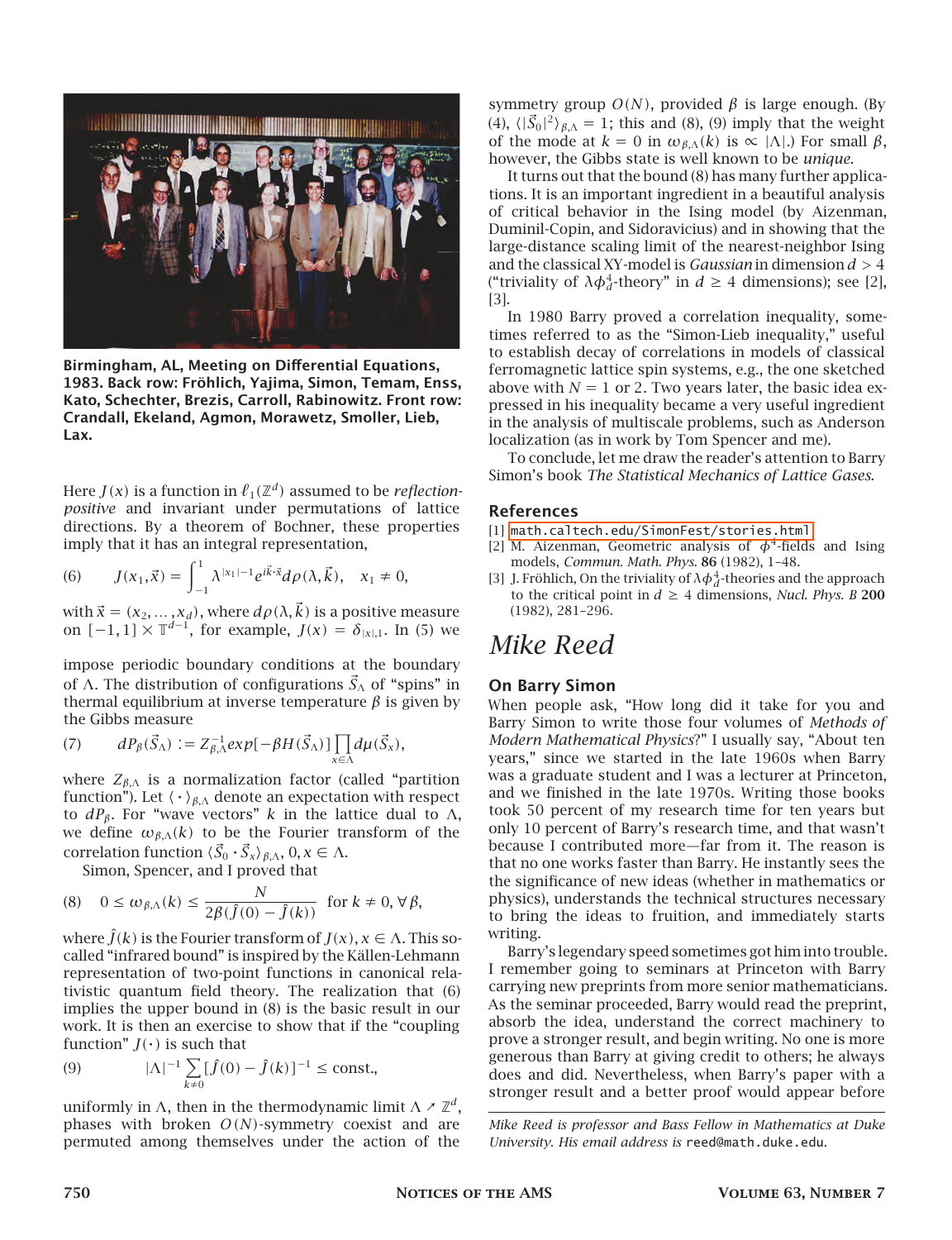**Birmingham, AL, Meeting on Differential Equations, 1983. Back row: Fröhlich, Yajima, Simon, Temam, Enss, Kato, Schechter, Brezis, Carroll, Rabinowitz. Front row: Crandall, Ekeland, Agmon, Morawetz, Smoller, Lieb, Lax.**

Here $J(x)$ is a function in $\ell_1(\mathbb{Z}^d)$ assumed to be *reflection-positive* and invariant under permutations of lattice directions. By a theorem of Bochner, these properties imply that it has an integral representation,

$$J(x_1, \vec{x}) = \int_{-1}^{1} \lambda^{|x_1|-1} e^{i\vec{k}\cdot\vec{x}} d\rho(\lambda, \vec{k}), \quad x_1 \neq 0, \tag{6}$$

with $\vec{x} = (x_2, \ldots, x_d)$, where $d\rho(\lambda, \vec{k})$ is a positive measure on $[-1, 1] \times \mathbb{T}^{d-1}$, for example, $J(x) = \delta_{|x|,1}$. In (5) we impose periodic boundary conditions at the boundary of $\Lambda$. The distribution of configurations $\vec{S}_\Lambda$ of "spins" in thermal equilibrium at inverse temperature $\beta$ is given by the Gibbs measure

$$dP_\beta(\vec{S}_\Lambda) := Z_{\beta,\Lambda}^{-1} exp[-\beta H(\vec{S}_\Lambda)] \prod_{x\in\Lambda} d\mu(\vec{S}_x), \tag{7}$$

where $Z_{\beta,\Lambda}$ is a normalization factor (called "partition function"). Let $\langle\cdot\rangle_{\beta,\Lambda}$ denote an expectation with respect to $dP_\beta$. For "wave vectors" $k$ in the lattice dual to $\Lambda$, we define $\omega_{\beta,\Lambda}(k)$ to be the Fourier transform of the correlation function $\langle \vec{S}_0 \cdot \vec{S}_x \rangle_{\beta,\Lambda}$, $0, x \in \Lambda$.

Simon, Spencer, and I proved that

$$0 \leq \omega_{\beta,\Lambda}(k) \leq \frac{N}{2\beta(\hat{J}(0) - \hat{J}(k))} \quad \text{for } k \neq 0, \forall \beta, \tag{8}$$

where $\hat{J}(k)$ is the Fourier transform of $J(x), x \in \Lambda$. This so-called "infrared bound" is inspired by the Källen-Lehmann representation of two-point functions in canonical relativistic quantum field theory. The realization that (6) implies the upper bound in (8) is the basic result in our work. It is then an exercise to show that if the "coupling function" $J(\cdot)$ is such that

$$|\Lambda|^{-1} \sum_{k\neq 0} [\hat{J}(0) - \hat{J}(k)]^{-1} \leq \text{const.}, \tag{9}$$

uniformly in $\Lambda$, then in the thermodynamic limit $\Lambda \nearrow \mathbb{Z}^d$, phases with broken $O(N)$-symmetry coexist and are permuted among themselves under the action of the symmetry group $O(N)$, provided $\beta$ is large enough. (By (4), $\langle |\vec{S}_0|^2 \rangle_{\beta,\Lambda} = 1$; this and (8), (9) imply that the weight of the mode at $k = 0$ in $\omega_{\beta,\Lambda}(k)$ is $\propto |\Lambda|$.) For small $\beta$, however, the Gibbs state is well known to be *unique*.

It turns out that the bound (8) has many further applications. It is an important ingredient in a beautiful analysis of critical behavior in the Ising model (by Aizenman, Duminil-Copin, and Sidoravicius) and in showing that the large-distance scaling limit of the nearest-neighbor Ising and the classical XY-model is *Gaussian* in dimension $d > 4$ ("triviality of $\lambda\phi_d^4$-theory" in $d \geq 4$ dimensions); see [2], [3].

In 1980 Barry proved a correlation inequality, sometimes referred to as the "Simon-Lieb inequality," useful to establish decay of correlations in models of classical ferromagnetic lattice spin systems, e.g., the one sketched above with $N = 1$ or 2. Two years later, the basic idea expressed in his inequality became a very useful ingredient in the analysis of multiscale problems, such as Anderson localization (as in work by Tom Spencer and me).

To conclude, let me draw the reader's attention to Barry Simon's book *The Statistical Mechanics of Lattice Gases*.

## References

[1] math.caltech.edu/SimonFest/stories.html

[2] M. Aizenman, Geometric analysis of $\phi^4$-fields and Ising models, *Commun. Math. Phys.* **86** (1982), 1–48.

[3] J. Fröhlich, On the triviality of $\lambda\phi_d^4$-theories and the approach to the critical point in $d \geq 4$ dimensions, *Nucl. Phys. B* **200** (1982), 281–296.

# *Mike Reed*

## On Barry Simon

When people ask, "How long did it take for you and Barry Simon to write those four volumes of *Methods of Modern Mathematical Physics*?" I usually say, "About ten years," since we started in the late 1960s when Barry was a graduate student and I was a lecturer at Princeton, and we finished in the late 1970s. Writing those books took 50 percent of my research time for ten years but only 10 percent of Barry's research time, and that wasn't because I contributed more—far from it. The reason is that no one works faster than Barry. He instantly sees the significance of new ideas (whether in mathematics or physics), understands the technical structures necessary to bring the ideas to fruition, and immediately starts writing.

Barry's legendary speed sometimes got him into trouble. I remember going to seminars at Princeton with Barry carrying new preprints from more senior mathematicians. As the seminar proceeded, Barry would read the preprint, absorb the idea, understand the correct machinery to prove a stronger result, and begin writing. No one is more generous than Barry at giving credit to others; he always does and did. Nevertheless, when Barry's paper with a stronger result and a better proof would appear before

*Mike Reed is professor and Bass Fellow in Mathematics at Duke University. His email address is* reed@math.duke.edu.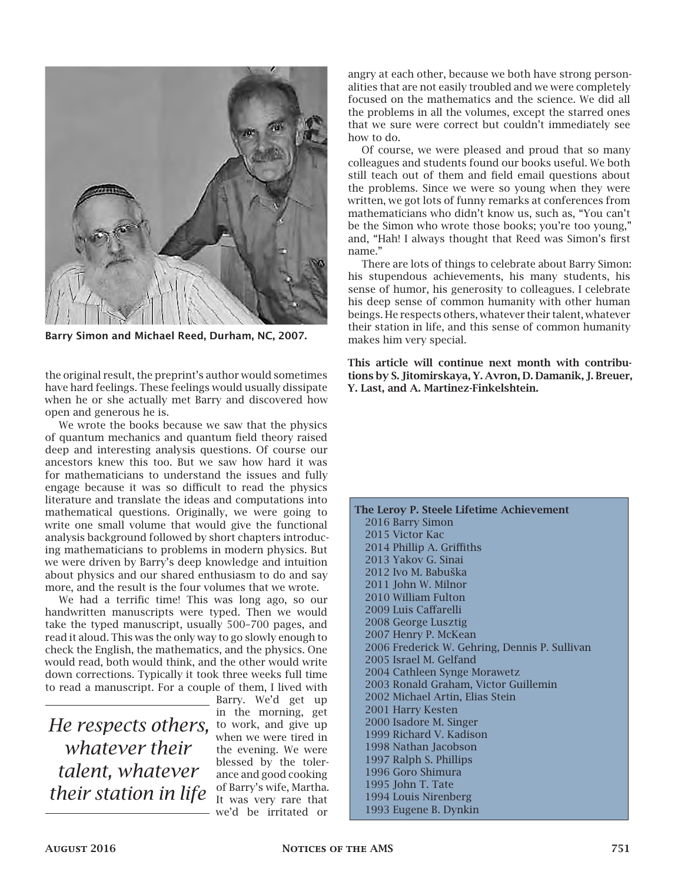Barry Simon and Michael Reed, Durham, NC, 2007.

the original result, the preprint's author would sometimes have hard feelings. These feelings would usually dissipate when he or she actually met Barry and discovered how open and generous he is.

We wrote the books because we saw that the physics of quantum mechanics and quantum field theory raised deep and interesting analysis questions. Of course our ancestors knew this too. But we saw how hard it was for mathematicians to understand the issues and fully engage because it was so difficult to read the physics literature and translate the ideas and computations into mathematical questions. Originally, we were going to write one small volume that would give the functional analysis background followed by short chapters introducing mathematicians to problems in modern physics. But we were driven by Barry's deep knowledge and intuition about physics and our shared enthusiasm to do and say more, and the result is the four volumes that we wrote.

We had a terrific time! This was long ago, so our handwritten manuscripts were typed. Then we would take the typed manuscript, usually 500–700 pages, and read it aloud. This was the only way to go slowly enough to check the English, the mathematics, and the physics. One would read, both would think, and the other would write down corrections. Typically it took three weeks full time to read a manuscript. For a couple of them, I lived with Barry. We'd get up in the morning, get to work, and give up when we were tired in the evening. We were blessed by the tolerance and good cooking of Barry's wife, Martha. It was very rare that we'd be irritated or angry at each other, because we both have strong personalities that are not easily troubled and we were completely focused on the mathematics and the science. We did all the problems in all the volumes, except the starred ones that we sure were correct but couldn't immediately see how to do.

*He respects others, whatever their talent, whatever their station in life*

Of course, we were pleased and proud that so many colleagues and students found our books useful. We both still teach out of them and field email questions about the problems. Since we were so young when they were written, we got lots of funny remarks at conferences from mathematicians who didn't know us, such as, "You can't be the Simon who wrote those books; you're too young," and, "Hah! I always thought that Reed was Simon's first name."

There are lots of things to celebrate about Barry Simon: his stupendous achievements, his many students, his sense of humor, his generosity to colleagues. I celebrate his deep sense of common humanity with other human beings. He respects others, whatever their talent, whatever their station in life, and this sense of common humanity makes him very special.

**This article will continue next month with contributions by S. Jitomirskaya, Y. Avron, D. Damanik, J. Breuer, Y. Last, and A. Martinez-Finkelshtein.**

**The Leroy P. Steele Lifetime Achievement**

- 2016 Barry Simon
- 2015 Victor Kac
- 2014 Phillip A. Griffiths
- 2013 Yakov G. Sinai
- 2012 Ivo M. Babuška
- 2011 John W. Milnor
- 2010 William Fulton
- 2009 Luis Caffarelli
- 2008 George Lusztig
- 2007 Henry P. McKean
- 2006 Frederick W. Gehring, Dennis P. Sullivan
- 2005 Israel M. Gelfand
- 2004 Cathleen Synge Morawetz
- 2003 Ronald Graham, Victor Guillemin
- 2002 Michael Artin, Elias Stein
- 2001 Harry Kesten
- 2000 Isadore M. Singer
- 1999 Richard V. Kadison
- 1998 Nathan Jacobson
- 1997 Ralph S. Phillips
- 1996 Goro Shimura
- 1995 John T. Tate
- 1994 Louis Nirenberg
- 1993 Eugene B. Dynkin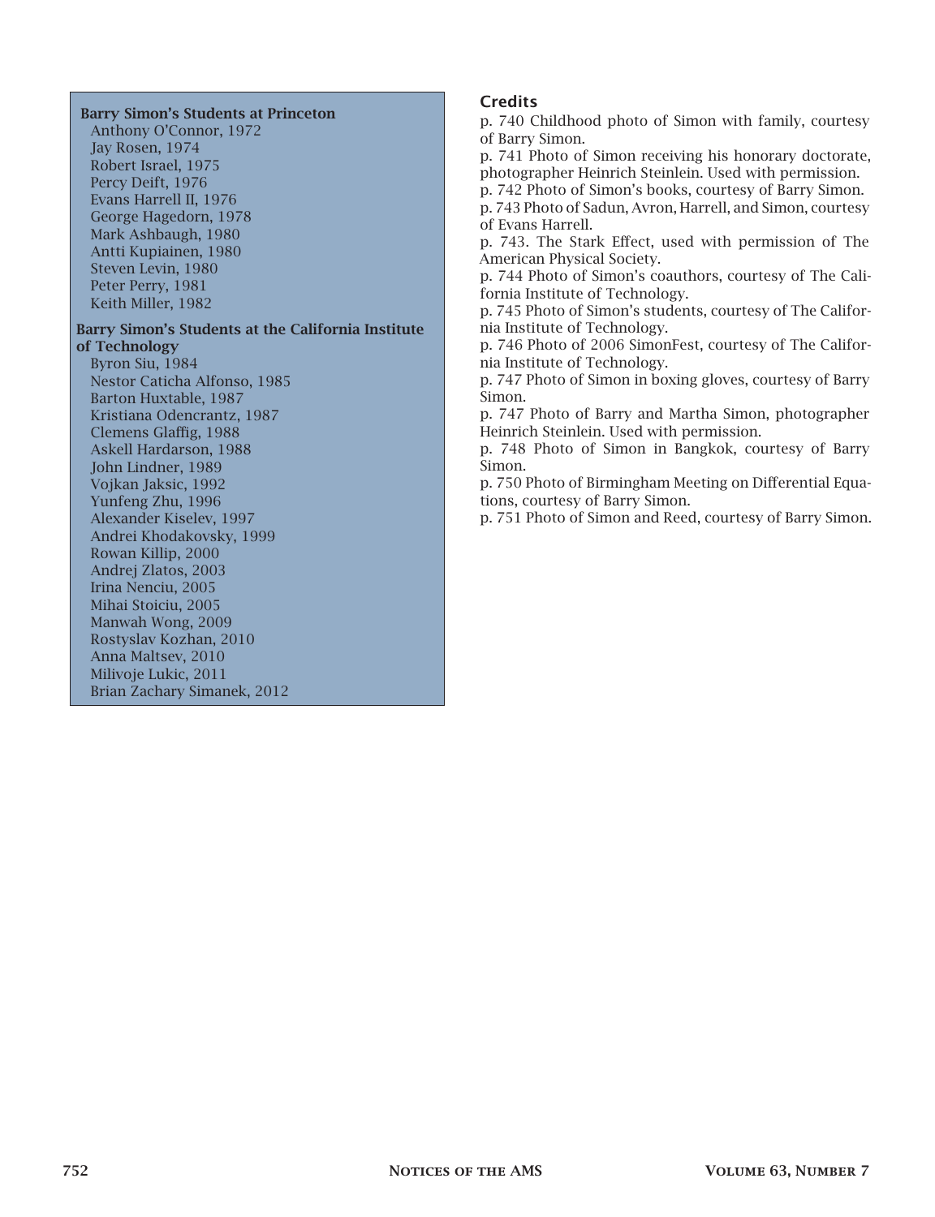**Barry Simon's Students at Princeton**

Anthony O'Connor, 1972
Jay Rosen, 1974
Robert Israel, 1975
Percy Deift, 1976
Evans Harrell II, 1976
George Hagedorn, 1978
Mark Ashbaugh, 1980
Antti Kupiainen, 1980
Steven Levin, 1980
Peter Perry, 1981
Keith Miller, 1982

**Barry Simon's Students at the California Institute of Technology**

Byron Siu, 1984
Nestor Caticha Alfonso, 1985
Barton Huxtable, 1987
Kristiana Odencrantz, 1987
Clemens Glaffig, 1988
Askell Hardarson, 1988
John Lindner, 1989
Vojkan Jaksic, 1992
Yunfeng Zhu, 1996
Alexander Kiselev, 1997
Andrei Khodakovsky, 1999
Rowan Killip, 2000
Andrej Zlatos, 2003
Irina Nenciu, 2005
Mihai Stoiciu, 2005
Manwah Wong, 2009
Rostyslav Kozhan, 2010
Anna Maltsev, 2010
Milivoje Lukic, 2011
Brian Zachary Simanek, 2012

## Credits

p. 740 Childhood photo of Simon with family, courtesy of Barry Simon.
p. 741 Photo of Simon receiving his honorary doctorate, photographer Heinrich Steinlein. Used with permission.
p. 742 Photo of Simon's books, courtesy of Barry Simon.
p. 743 Photo of Sadun, Avron, Harrell, and Simon, courtesy of Evans Harrell.
p. 743. The Stark Effect, used with permission of The American Physical Society.
p. 744 Photo of Simon's coauthors, courtesy of The California Institute of Technology.
p. 745 Photo of Simon's students, courtesy of The California Institute of Technology.
p. 746 Photo of 2006 SimonFest, courtesy of The California Institute of Technology.
p. 747 Photo of Simon in boxing gloves, courtesy of Barry Simon.
p. 747 Photo of Barry and Martha Simon, photographer Heinrich Steinlein. Used with permission.
p. 748 Photo of Simon in Bangkok, courtesy of Barry Simon.
p. 750 Photo of Birmingham Meeting on Differential Equations, courtesy of Barry Simon.
p. 751 Photo of Simon and Reed, courtesy of Barry Simon.